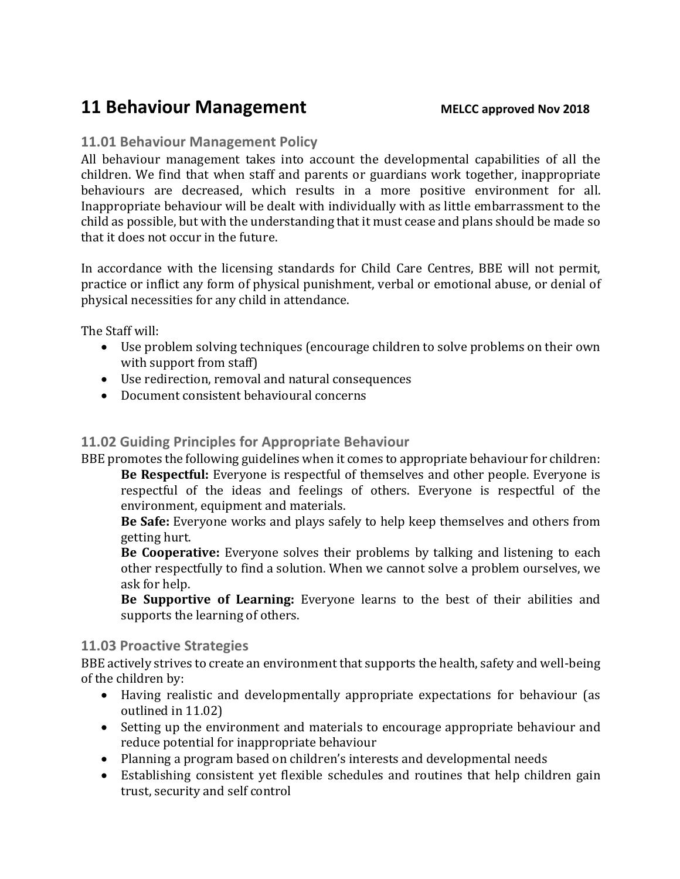# 11 Behaviour Management

**MELCC approved Nov 2018**

## 11.01 Behaviour Management Policy

All behaviour management takes into account the developmental capabilities of all the children. We find that when staff and parents or guardians work together, inappropriate behaviours are decreased, which results in a more positive environment for all. Inappropriate behaviour will be dealt with individually with as little embarrassment to the child as possible, but with the understanding that it must cease and plans should be made so that it does not occur in the future.

In accordance with the licensing standards for Child Care Centres, BBE will not permit, practice or inflict any form of physical punishment, verbal or emotional abuse, or denial of physical necessities for any child in attendance.

The Staff will:

- Use problem solving techniques (encourage children to solve problems on their own with support from staff)
- Use redirection, removal and natural consequences
- Document consistent behavioural concerns

## 11.02 Guiding Principles for Appropriate Behaviour

BBE promotes the following guidelines when it comes to appropriate behaviour for children:

**Be Respectful:** Everyone is respectful of themselves and other people. Everyone is respectful of the ideas and feelings of others. Everyone is respectful of the environment, equipment and materials.

**Be Safe:** Everyone works and plays safely to help keep themselves and others from getting hurt.

**Be Cooperative:** Everyone solves their problems by talking and listening to each other respectfully to find a solution. When we cannot solve a problem ourselves, we ask for help.

**Be Supportive of Learning:** Everyone learns to the best of their abilities and supports the learning of others.

## 11.03 Proactive Strategies

BBE actively strives to create an environment that supports the health, safety and well-being of the children by:

- Having realistic and developmentally appropriate expectations for behaviour (as outlined in 11.02)
- Setting up the environment and materials to encourage appropriate behaviour and reduce potential for inappropriate behaviour
- Planning a program based on children's interests and developmental needs
- Establishing consistent yet flexible schedules and routines that help children gain trust, security and self control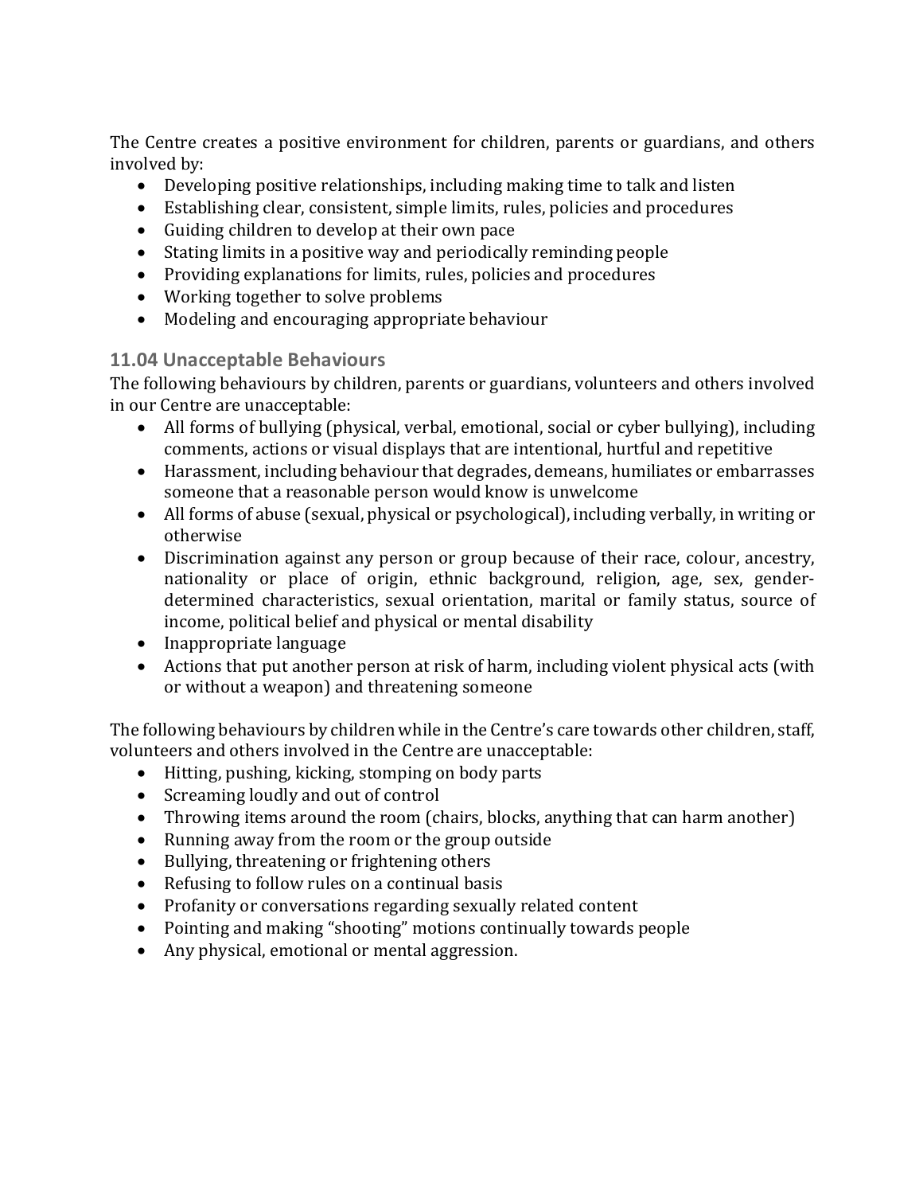The Centre creates a positive environment for children, parents or guardians, and others involved by:

- Developing positive relationships, including making time to talk and listen
- Establishing clear, consistent, simple limits, rules, policies and procedures
- Guiding children to develop at their own pace
- Stating limits in a positive way and periodically reminding people
- Providing explanations for limits, rules, policies and procedures
- Working together to solve problems
- Modeling and encouraging appropriate behaviour

### 11.04 Unacceptable Behaviours

The following behaviours by children, parents or guardians, volunteers and others involved in our Centre are unacceptable:

- All forms of bullying (physical, verbal, emotional, social or cyber bullying), including comments, actions or visual displays that are intentional, hurtful and repetitive
- Harassment, including behaviour that degrades, demeans, humiliates or embarrasses someone that a reasonable person would know is unwelcome
- All forms of abuse (sexual, physical or psychological), including verbally, in writing or otherwise
- Discrimination against any person or group because of their race, colour, ancestry, nationality or place of origin, ethnic background, religion, age, sex, gender-determined characteristics, sexual orientation, marital or family status, source of income, political belief and physical or mental disability
- Inappropriate language
- Actions that put another person at risk of harm, including violent physical acts (with or without a weapon) and threatening someone

The following behaviours by children while in the Centre's care towards other children, staff, volunteers and others involved in the Centre are unacceptable:

- Hitting, pushing, kicking, stomping on body parts
- Screaming loudly and out of control
- Throwing items around the room (chairs, blocks, anything that can harm another)
- Running away from the room or the group outside
- Bullying, threatening or frightening others
- Refusing to follow rules on a continual basis
- Profanity or conversations regarding sexually related content
- Pointing and making "shooting" motions continually towards people
- Any physical, emotional or mental aggression.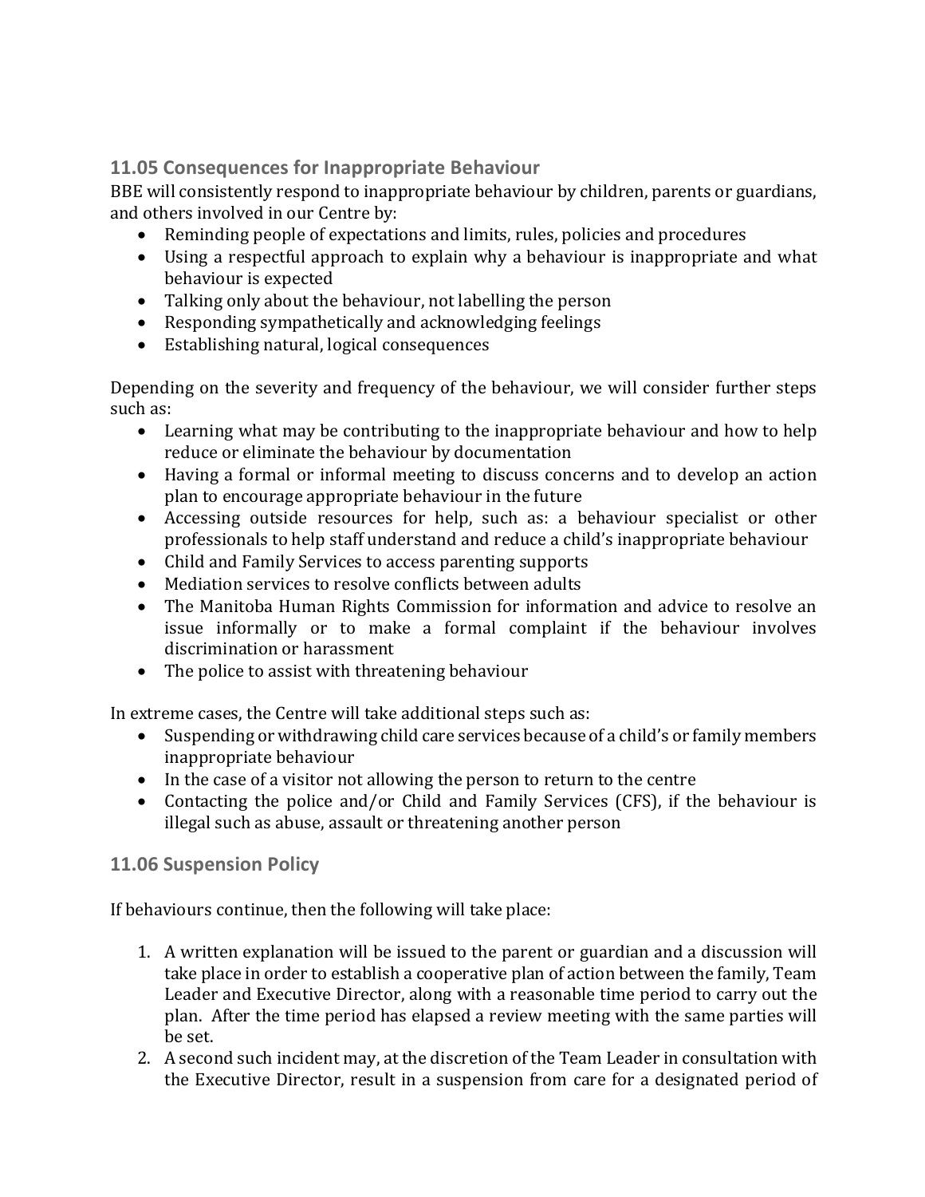### 11.05 Consequences for Inappropriate Behaviour

BBE will consistently respond to inappropriate behaviour by children, parents or guardians, and others involved in our Centre by:

- Reminding people of expectations and limits, rules, policies and procedures
- Using a respectful approach to explain why a behaviour is inappropriate and what behaviour is expected
- Talking only about the behaviour, not labelling the person
- Responding sympathetically and acknowledging feelings
- Establishing natural, logical consequences

Depending on the severity and frequency of the behaviour, we will consider further steps such as:

- Learning what may be contributing to the inappropriate behaviour and how to help reduce or eliminate the behaviour by documentation
- Having a formal or informal meeting to discuss concerns and to develop an action plan to encourage appropriate behaviour in the future
- Accessing outside resources for help, such as: a behaviour specialist or other professionals to help staff understand and reduce a child's inappropriate behaviour
- Child and Family Services to access parenting supports
- Mediation services to resolve conflicts between adults
- The Manitoba Human Rights Commission for information and advice to resolve an issue informally or to make a formal complaint if the behaviour involves discrimination or harassment
- The police to assist with threatening behaviour

In extreme cases, the Centre will take additional steps such as:

- Suspending or withdrawing child care services because of a child's or family members inappropriate behaviour
- In the case of a visitor not allowing the person to return to the centre
- Contacting the police and/or Child and Family Services (CFS), if the behaviour is illegal such as abuse, assault or threatening another person

### 11.06 Suspension Policy

If behaviours continue, then the following will take place:

1. A written explanation will be issued to the parent or guardian and a discussion will take place in order to establish a cooperative plan of action between the family, Team Leader and Executive Director, along with a reasonable time period to carry out the plan. After the time period has elapsed a review meeting with the same parties will be set.
2. A second such incident may, at the discretion of the Team Leader in consultation with the Executive Director, result in a suspension from care for a designated period of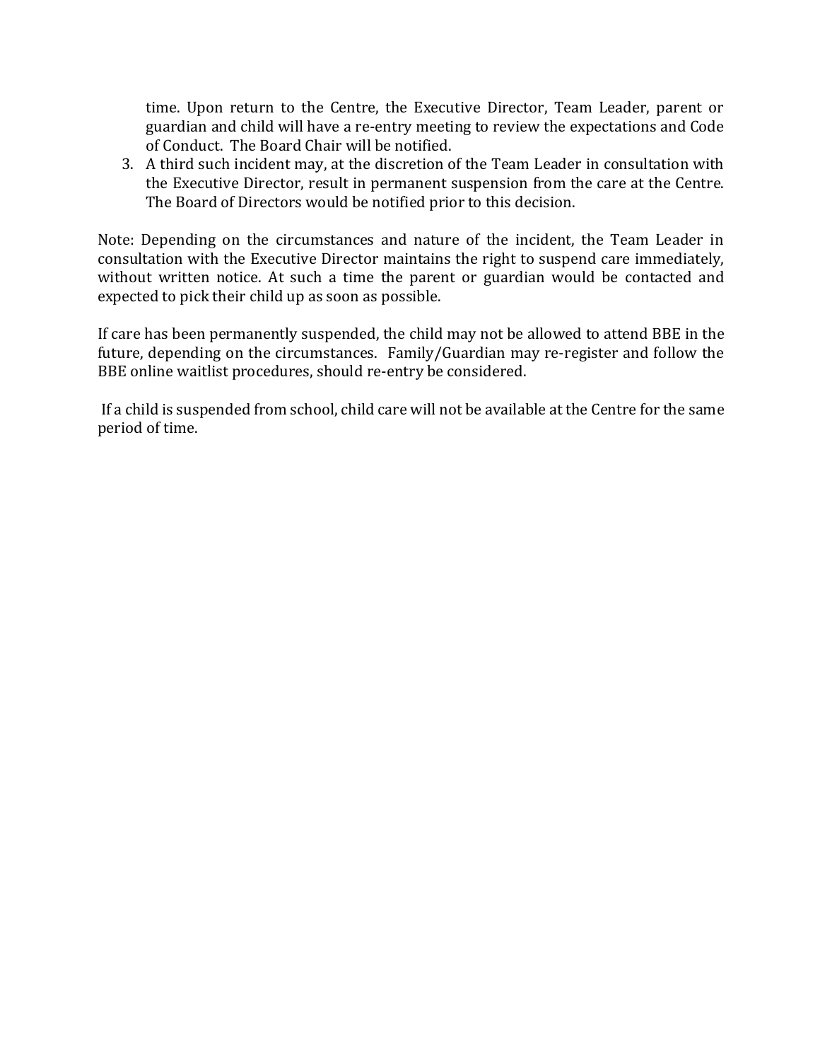time. Upon return to the Centre, the Executive Director, Team Leader, parent or guardian and child will have a re-entry meeting to review the expectations and Code of Conduct. The Board Chair will be notified.

3. A third such incident may, at the discretion of the Team Leader in consultation with the Executive Director, result in permanent suspension from the care at the Centre. The Board of Directors would be notified prior to this decision.

Note: Depending on the circumstances and nature of the incident, the Team Leader in consultation with the Executive Director maintains the right to suspend care immediately, without written notice. At such a time the parent or guardian would be contacted and expected to pick their child up as soon as possible.

If care has been permanently suspended, the child may not be allowed to attend BBE in the future, depending on the circumstances. Family/Guardian may re-register and follow the BBE online waitlist procedures, should re-entry be considered.

If a child is suspended from school, child care will not be available at the Centre for the same period of time.